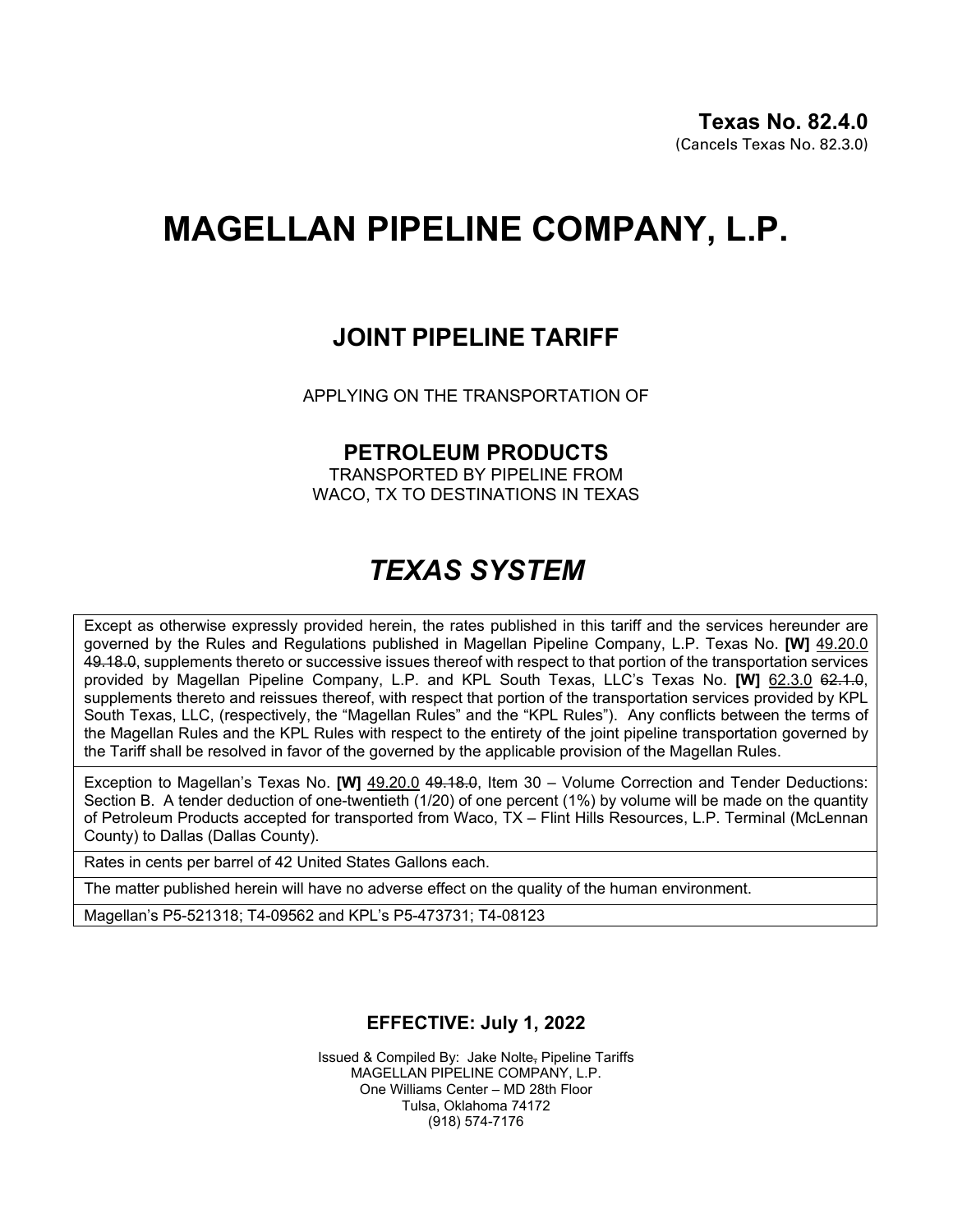**Texas No. 82.4.0**
(Cancels Texas No. 82.3.0)

# MAGELLAN PIPELINE COMPANY, L.P.

## JOINT PIPELINE TARIFF

APPLYING ON THE TRANSPORTATION OF

### PETROLEUM PRODUCTS

TRANSPORTED BY PIPELINE FROM
WACO, TX TO DESTINATIONS IN TEXAS

## *TEXAS SYSTEM*

| Except as otherwise expressly provided herein, the rates published in this tariff and the services hereunder are governed by the Rules and Regulations published in Magellan Pipeline Company, L.P. Texas No. **[W]** 49.20.0 ~~49.18.0~~, supplements thereto or successive issues thereof with respect to that portion of the transportation services provided by Magellan Pipeline Company, L.P. and KPL South Texas, LLC's Texas No. **[W]** 62.3.0 ~~62.1.0~~, supplements thereto and reissues thereof, with respect that portion of the transportation services provided by KPL South Texas, LLC, (respectively, the "Magellan Rules" and the "KPL Rules"). Any conflicts between the terms of the Magellan Rules and the KPL Rules with respect to the entirety of the joint pipeline transportation governed by the Tariff shall be resolved in favor of the governed by the applicable provision of the Magellan Rules. |
|---|
| Exception to Magellan's Texas No. **[W]** 49.20.0 ~~49.18.0~~, Item 30 – Volume Correction and Tender Deductions: Section B. A tender deduction of one-twentieth (1/20) of one percent (1%) by volume will be made on the quantity of Petroleum Products accepted for transported from Waco, TX – Flint Hills Resources, L.P. Terminal (McLennan County) to Dallas (Dallas County). |
| Rates in cents per barrel of 42 United States Gallons each. |
| The matter published herein will have no adverse effect on the quality of the human environment. |
| Magellan's P5-521318; T4-09562 and KPL's P5-473731; T4-08123 |

**EFFECTIVE: July 1, 2022**

Issued & Compiled By: Jake Nolte~~,~~ Pipeline Tariffs
MAGELLAN PIPELINE COMPANY, L.P.
One Williams Center – MD 28th Floor
Tulsa, Oklahoma 74172
(918) 574-7176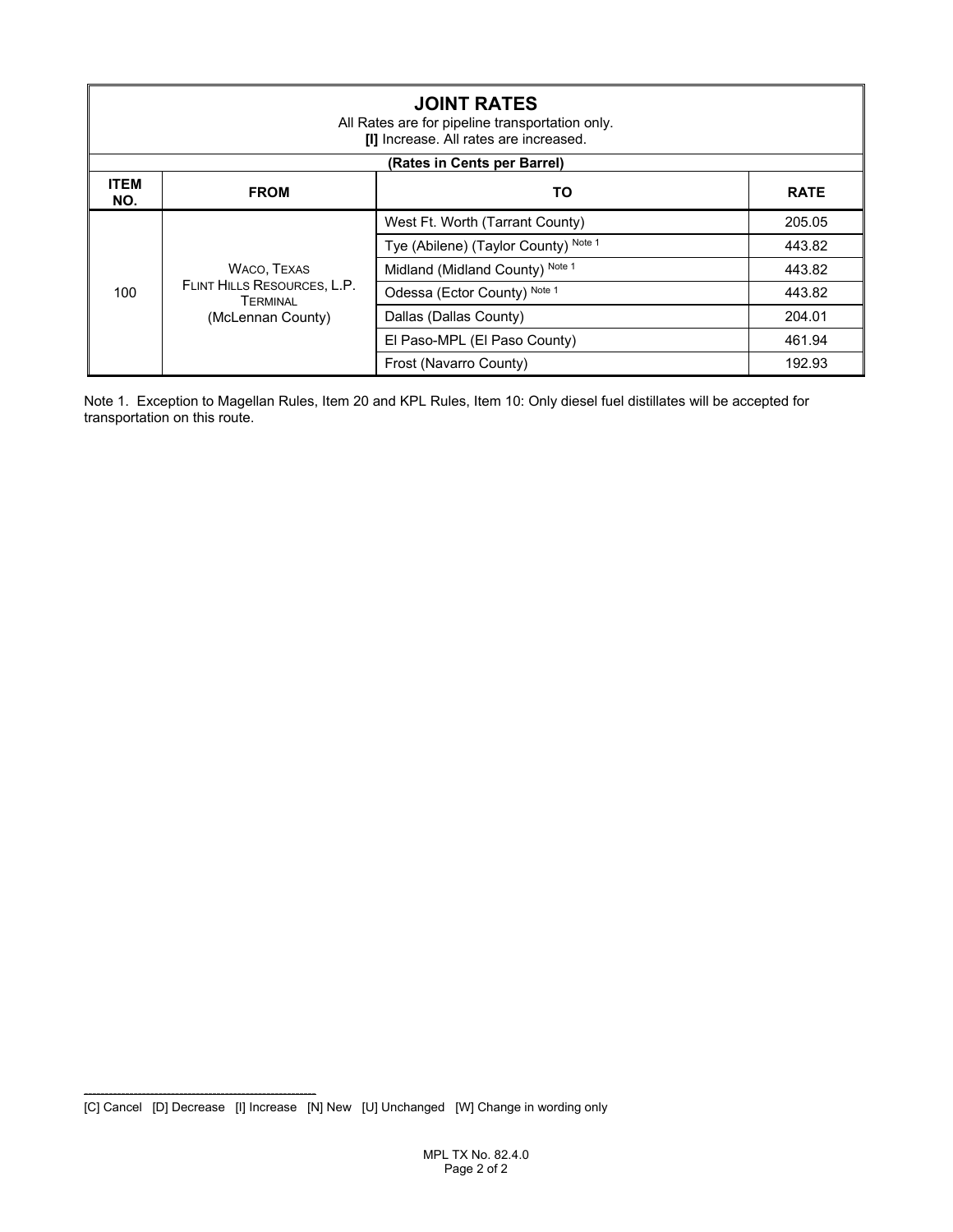## JOINT RATES

All Rates are for pipeline transportation only.
**[I]** Increase. All rates are increased.

**(Rates in Cents per Barrel)**

| ITEM NO. | FROM | TO | RATE |
|---|---|---|---|
| 100 | WACO, TEXAS FLINT HILLS RESOURCES, L.P. TERMINAL (McLennan County) | West Ft. Worth (Tarrant County) | 205.05 |
| | | Tye (Abilene) (Taylor County) Note 1 | 443.82 |
| | | Midland (Midland County) Note 1 | 443.82 |
| | | Odessa (Ector County) Note 1 | 443.82 |
| | | Dallas (Dallas County) | 204.01 |
| | | El Paso-MPL (El Paso County) | 461.94 |
| | | Frost (Navarro County) | 192.93 |

Note 1. Exception to Magellan Rules, Item 20 and KPL Rules, Item 10: Only diesel fuel distillates will be accepted for transportation on this route.

[C] Cancel [D] Decrease [I] Increase [N] New [U] Unchanged [W] Change in wording only

MPL TX No. 82.4.0